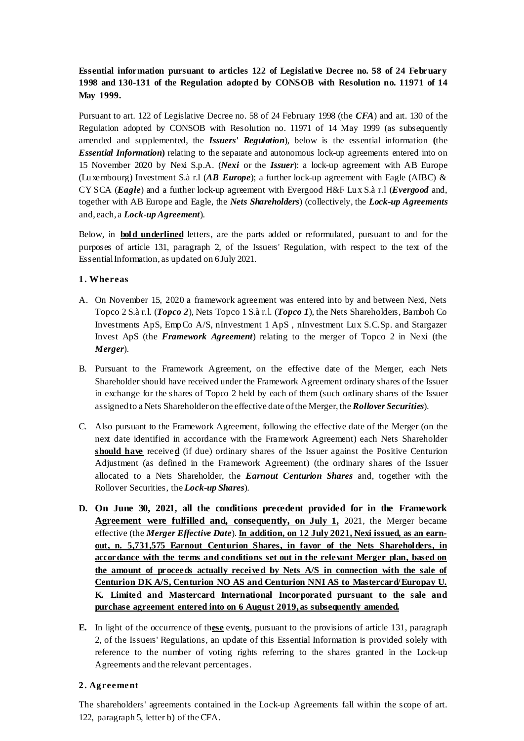**Essential information pursuant to articles 122 of Legislative Decree no. 58 of 24 February 1998 and 130-131 of the Regulation adopted by CONSOB with Resolution no. 11971 of 14 May 1999.**

Pursuant to art. 122 of Legislative Decree no. 58 of 24 February 1998 (the ***CFA***) and art. 130 of the Regulation adopted by CONSOB with Resolution no. 11971 of 14 May 1999 (as subsequently amended and supplemented, the ***Issuers' Regulation***), below is the essential information **(**the ***Essential Information*****)** relating to the separate and autonomous lock-up agreements entered into on 15 November 2020 by Nexi S.p.A. (***Nexi*** or the ***Issuer***): a lock-up agreement with AB Europe (Luxembourg) Investment S.à r.l (***AB Europe***); a further lock-up agreement with Eagle (AIBC) & CY SCA (***Eagle***) and a further lock-up agreement with Evergood H&F Lux S.à r.l (***Evergood*** and, together with AB Europe and Eagle, the ***Nets Shareholders***) (collectively, the ***Lock-up Agreements*** and, each, a ***Lock-up Agreement***).

Below, in <u>**bold underlined**</u> letters, are the parts added or reformulated, pursuant to and for the purposes of article 131, paragraph 2, of the Issuers' Regulation, with respect to the text of the Essential Information, as updated on 6 July 2021.

## 1. Whereas

A. On November 15, 2020 a framework agreement was entered into by and between Nexi, Nets Topco 2 S.à r.l. (***Topco 2***), Nets Topco 1 S.à r.l. (***Topco 1***), the Nets Shareholders, Bamboh Co Investments ApS, EmpCo A/S, nInvestment 1 ApS , nInvestment Lux S.C.Sp. and Stargazer Invest ApS (the ***Framework Agreement***) relating to the merger of Topco 2 in Nexi (the ***Merger***).

B. Pursuant to the Framework Agreement, on the effective date of the Merger, each Nets Shareholder should have received under the Framework Agreement ordinary shares of the Issuer in exchange for the shares of Topco 2 held by each of them (such ordinary shares of the Issuer assigned to a Nets Shareholder on the effective date of the Merger, the ***Rollover Securities***).

C. Also pursuant to the Framework Agreement, following the effective date of the Merger (on the next date identified in accordance with the Framework Agreement) each Nets Shareholder <u>**should have**</u> receive<u>**d**</u> (if due) ordinary shares of the Issuer against the Positive Centurion Adjustment (as defined in the Framework Agreement) (the ordinary shares of the Issuer allocated to a Nets Shareholder, the ***Earnout Centurion Shares*** and, together with the Rollover Securities, the ***Lock-up Shares***).

**D.** <u>**On June 30, 2021, all the conditions precedent provided for in the Framework Agreement were fulfilled and, consequently, on July 1,**</u> 2021, the Merger became effective (the ***Merger Effective Date***). <u>**In addition, on 12 July 2021, Nexi issued, as an earn-out, n. 5,731,575 Earnout Centurion Shares, in favor of the Nets Shareholders, in accordance with the terms and conditions set out in the relevant Merger plan, based on the amount of proceeds actually received by Nets A/S in connection with the sale of Centurion DK A/S, Centurion NO AS and Centurion NNI AS to Mastercard/Europay U. K. Limited and Mastercard International Incorporated pursuant to the sale and purchase agreement entered into on 6 August 2019, as subsequently amended.**</u>

**E.** In light of the occurrence of th<u>**ese**</u> event<u>**s**</u>, pursuant to the provisions of article 131, paragraph 2, of the Issuers' Regulations, an update of this Essential Information is provided solely with reference to the number of voting rights referring to the shares granted in the Lock-up Agreements and the relevant percentages.

## 2. Agreement

The shareholders' agreements contained in the Lock-up Agreements fall within the scope of art. 122, paragraph 5, letter b) of the CFA.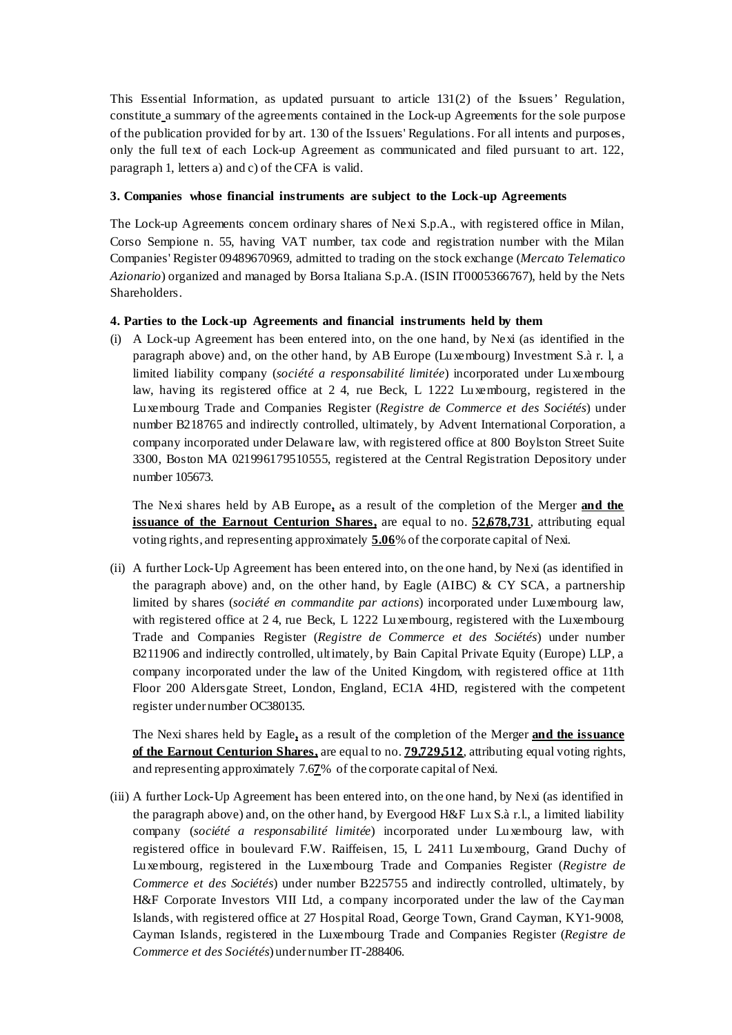This Essential Information, as updated pursuant to article 131(2) of the Issuers' Regulation, constitute a summary of the agreements contained in the Lock-up Agreements for the sole purpose of the publication provided for by art. 130 of the Issuers' Regulations. For all intents and purposes, only the full text of each Lock-up Agreement as communicated and filed pursuant to art. 122, paragraph 1, letters a) and c) of the CFA is valid.

**3. Companies whose financial instruments are subject to the Lock-up Agreements**

The Lock-up Agreements concern ordinary shares of Nexi S.p.A., with registered office in Milan, Corso Sempione n. 55, having VAT number, tax code and registration number with the Milan Companies' Register 09489670969, admitted to trading on the stock exchange (*Mercato Telematico Azionario*) organized and managed by Borsa Italiana S.p.A. (ISIN IT0005366767), held by the Nets Shareholders.

**4. Parties to the Lock-up Agreements and financial instruments held by them**

(i) A Lock-up Agreement has been entered into, on the one hand, by Nexi (as identified in the paragraph above) and, on the other hand, by AB Europe (Luxembourg) Investment S.à r. l, a limited liability company (*société a responsabilité limitée*) incorporated under Luxembourg law, having its registered office at 2 4, rue Beck, L 1222 Luxembourg, registered in the Luxembourg Trade and Companies Register (*Registre de Commerce et des Sociétés*) under number B218765 and indirectly controlled, ultimately, by Advent International Corporation, a company incorporated under Delaware law, with registered office at 800 Boylston Street Suite 3300, Boston MA 021996179510555, registered at the Central Registration Depository under number 105673.

The Nexi shares held by AB Europe**,** as a result of the completion of the Merger **and the issuance of the Earnout Centurion Shares,** are equal to no. **52,678,731**, attributing equal voting rights, and representing approximately **5.06**% of the corporate capital of Nexi.

(ii) A further Lock-Up Agreement has been entered into, on the one hand, by Nexi (as identified in the paragraph above) and, on the other hand, by Eagle (AIBC) & CY SCA, a partnership limited by shares (*société en commandite par actions*) incorporated under Luxembourg law, with registered office at 2 4, rue Beck, L 1222 Luxembourg, registered with the Luxembourg Trade and Companies Register (*Registre de Commerce et des Sociétés*) under number B211906 and indirectly controlled, ultimately, by Bain Capital Private Equity (Europe) LLP, a company incorporated under the law of the United Kingdom, with registered office at 11th Floor 200 Aldersgate Street, London, England, EC1A 4HD, registered with the competent register under number OC380135.

The Nexi shares held by Eagle**,** as a result of the completion of the Merger **and the issuance of the Earnout Centurion Shares,** are equal to no. **79,729,512**, attributing equal voting rights, and representing approximately 7.6**7**% of the corporate capital of Nexi.

(iii) A further Lock-Up Agreement has been entered into, on the one hand, by Nexi (as identified in the paragraph above) and, on the other hand, by Evergood H&F Lux S.à r.l., a limited liability company (*société a responsabilité limitée*) incorporated under Luxembourg law, with registered office in boulevard F.W. Raiffeisen, 15, L 2411 Luxembourg, Grand Duchy of Luxembourg, registered in the Luxembourg Trade and Companies Register (*Registre de Commerce et des Sociétés*) under number B225755 and indirectly controlled, ultimately, by H&F Corporate Investors VIII Ltd, a company incorporated under the law of the Cayman Islands, with registered office at 27 Hospital Road, George Town, Grand Cayman, KY1-9008, Cayman Islands, registered in the Luxembourg Trade and Companies Register (*Registre de Commerce et des Sociétés*) under number IT-288406.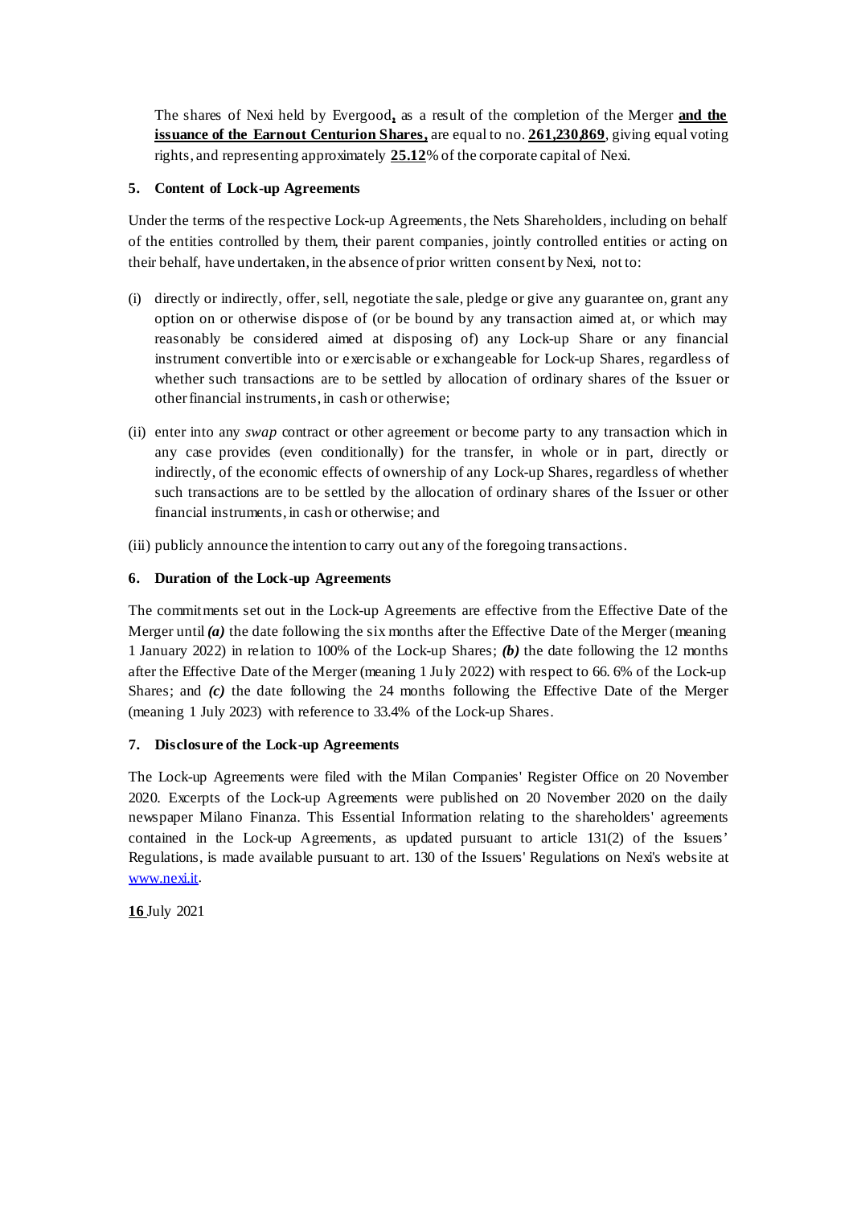The shares of Nexi held by Evergood**,** as a result of the completion of the Merger **and the issuance of the Earnout Centurion Shares,** are equal to no. **261,230,869**, giving equal voting rights, and representing approximately **25.12**% of the corporate capital of Nexi.

## 5. Content of Lock-up Agreements

Under the terms of the respective Lock-up Agreements, the Nets Shareholders, including on behalf of the entities controlled by them, their parent companies, jointly controlled entities or acting on their behalf, have undertaken, in the absence of prior written consent by Nexi, not to:

(i) directly or indirectly, offer, sell, negotiate the sale, pledge or give any guarantee on, grant any option on or otherwise dispose of (or be bound by any transaction aimed at, or which may reasonably be considered aimed at disposing of) any Lock-up Share or any financial instrument convertible into or exercisable or exchangeable for Lock-up Shares, regardless of whether such transactions are to be settled by allocation of ordinary shares of the Issuer or other financial instruments, in cash or otherwise;

(ii) enter into any *swap* contract or other agreement or become party to any transaction which in any case provides (even conditionally) for the transfer, in whole or in part, directly or indirectly, of the economic effects of ownership of any Lock-up Shares, regardless of whether such transactions are to be settled by the allocation of ordinary shares of the Issuer or other financial instruments, in cash or otherwise; and

(iii) publicly announce the intention to carry out any of the foregoing transactions.

## 6. Duration of the Lock-up Agreements

The commitments set out in the Lock-up Agreements are effective from the Effective Date of the Merger until ***(a)*** the date following the six months after the Effective Date of the Merger (meaning 1 January 2022) in relation to 100% of the Lock-up Shares; ***(b)*** the date following the 12 months after the Effective Date of the Merger (meaning 1 July 2022) with respect to 66. 6% of the Lock-up Shares; and ***(c)*** the date following the 24 months following the Effective Date of the Merger (meaning 1 July 2023) with reference to 33.4% of the Lock-up Shares.

## 7. Disclosure of the Lock-up Agreements

The Lock-up Agreements were filed with the Milan Companies' Register Office on 20 November 2020. Excerpts of the Lock-up Agreements were published on 20 November 2020 on the daily newspaper Milano Finanza. This Essential Information relating to the shareholders' agreements contained in the Lock-up Agreements, as updated pursuant to article 131(2) of the Issuers' Regulations, is made available pursuant to art. 130 of the Issuers' Regulations on Nexi's website at www.nexi.it.

**16** July 2021